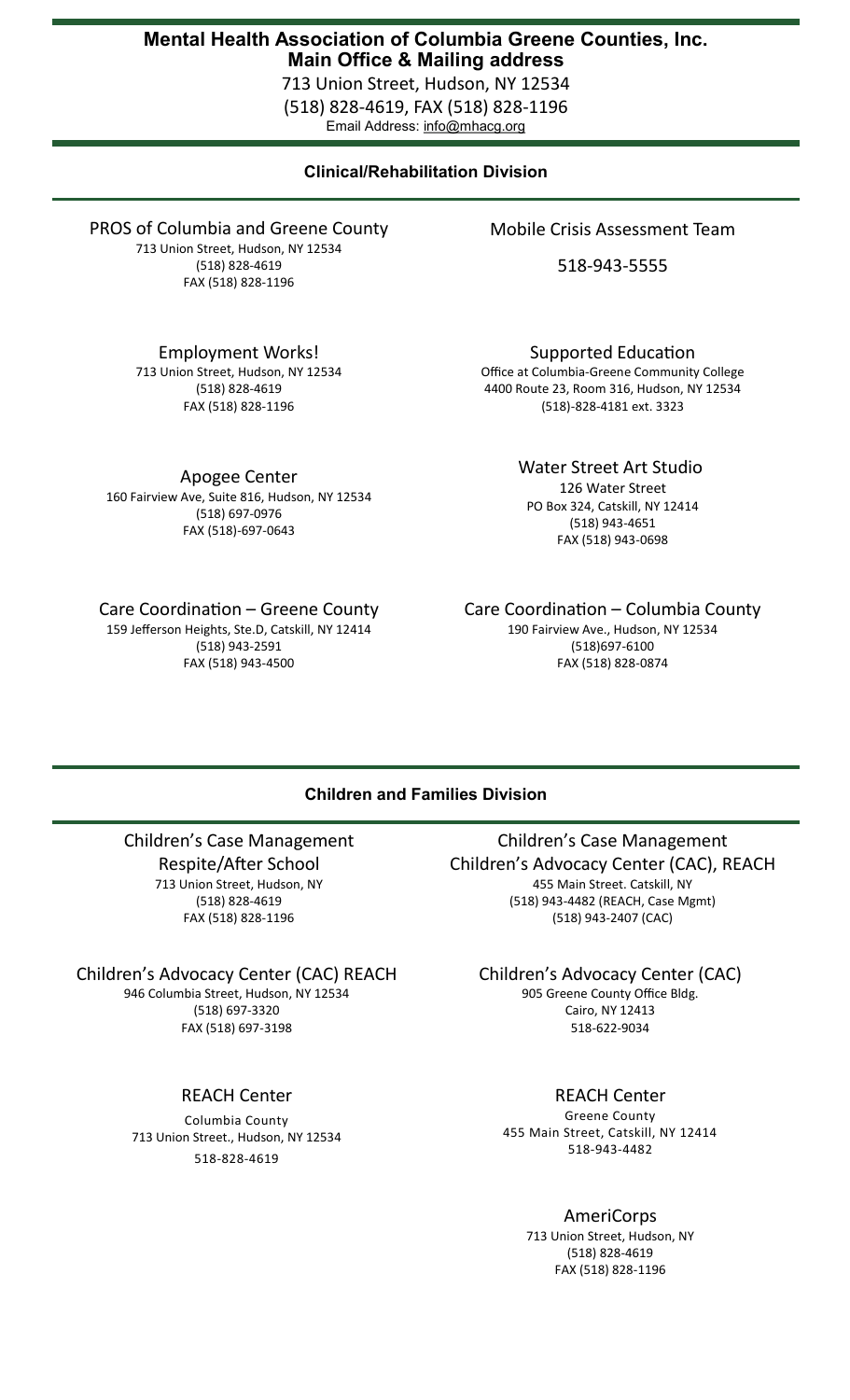# Mental Health Association of Columbia Greene Counties, Inc.

**Main Office & Mailing address**

713 Union Street, Hudson, NY 12534

(518) 828-4619, FAX (518) 828-1196

Email Address: info@mhacg.org

## Clinical/Rehabilitation Division

### PROS of Columbia and Greene County

713 Union Street, Hudson, NY 12534

(518) 828-4619

FAX (518) 828-1196

### Mobile Crisis Assessment Team

518-943-5555

### Employment Works!

713 Union Street, Hudson, NY 12534

(518) 828-4619

FAX (518) 828-1196

### Supported Education

Office at Columbia-Greene Community College

4400 Route 23, Room 316, Hudson, NY 12534

(518)-828-4181 ext. 3323

### Apogee Center

160 Fairview Ave, Suite 816, Hudson, NY 12534

(518) 697-0976

FAX (518)-697-0643

### Water Street Art Studio

126 Water Street

PO Box 324, Catskill, NY 12414

(518) 943-4651

FAX (518) 943-0698

### Care Coordination – Greene County

159 Jefferson Heights, Ste.D, Catskill, NY 12414

(518) 943-2591

FAX (518) 943-4500

### Care Coordination – Columbia County

190 Fairview Ave., Hudson, NY 12534

(518)697-6100

FAX (518) 828-0874

## Children and Families Division

### Children's Case Management Respite/After School

713 Union Street, Hudson, NY

(518) 828-4619

FAX (518) 828-1196

### Children's Case Management Children's Advocacy Center (CAC), REACH

455 Main Street. Catskill, NY

(518) 943-4482 (REACH, Case Mgmt)

(518) 943-2407 (CAC)

### Children's Advocacy Center (CAC) REACH

946 Columbia Street, Hudson, NY 12534

(518) 697-3320

FAX (518) 697-3198

### Children's Advocacy Center (CAC)

905 Greene County Office Bldg.

Cairo, NY 12413

518-622-9034

### REACH Center

Columbia County

713 Union Street., Hudson, NY 12534

518-828-4619

### REACH Center

Greene County

455 Main Street, Catskill, NY 12414

518-943-4482

### AmeriCorps

713 Union Street, Hudson, NY

(518) 828-4619

FAX (518) 828-1196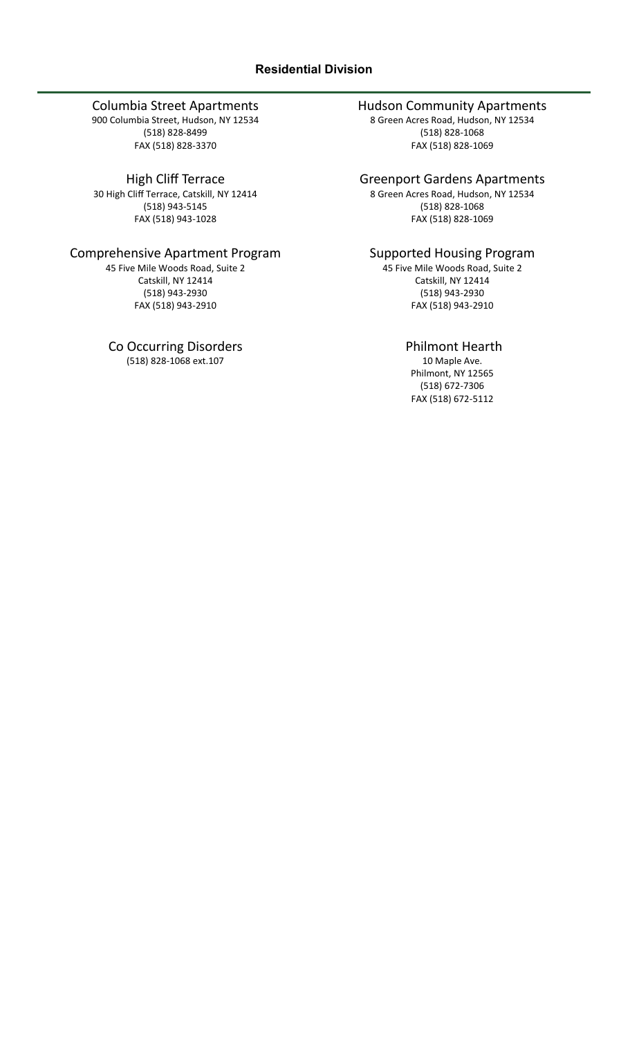## Residential Division

### Columbia Street Apartments

900 Columbia Street, Hudson, NY 12534
(518) 828-8499
FAX (518) 828-3370

### High Cliff Terrace

30 High Cliff Terrace, Catskill, NY 12414
(518) 943-5145
FAX (518) 943-1028

### Comprehensive Apartment Program

45 Five Mile Woods Road, Suite 2
Catskill, NY 12414
(518) 943-2930
FAX (518) 943-2910

### Co Occurring Disorders

(518) 828-1068 ext.107

### Hudson Community Apartments

8 Green Acres Road, Hudson, NY 12534
(518) 828-1068
FAX (518) 828-1069

### Greenport Gardens Apartments

8 Green Acres Road, Hudson, NY 12534
(518) 828-1068
FAX (518) 828-1069

### Supported Housing Program

45 Five Mile Woods Road, Suite 2
Catskill, NY 12414
(518) 943-2930
FAX (518) 943-2910

### Philmont Hearth

10 Maple Ave.
Philmont, NY 12565
(518) 672-7306
FAX (518) 672-5112